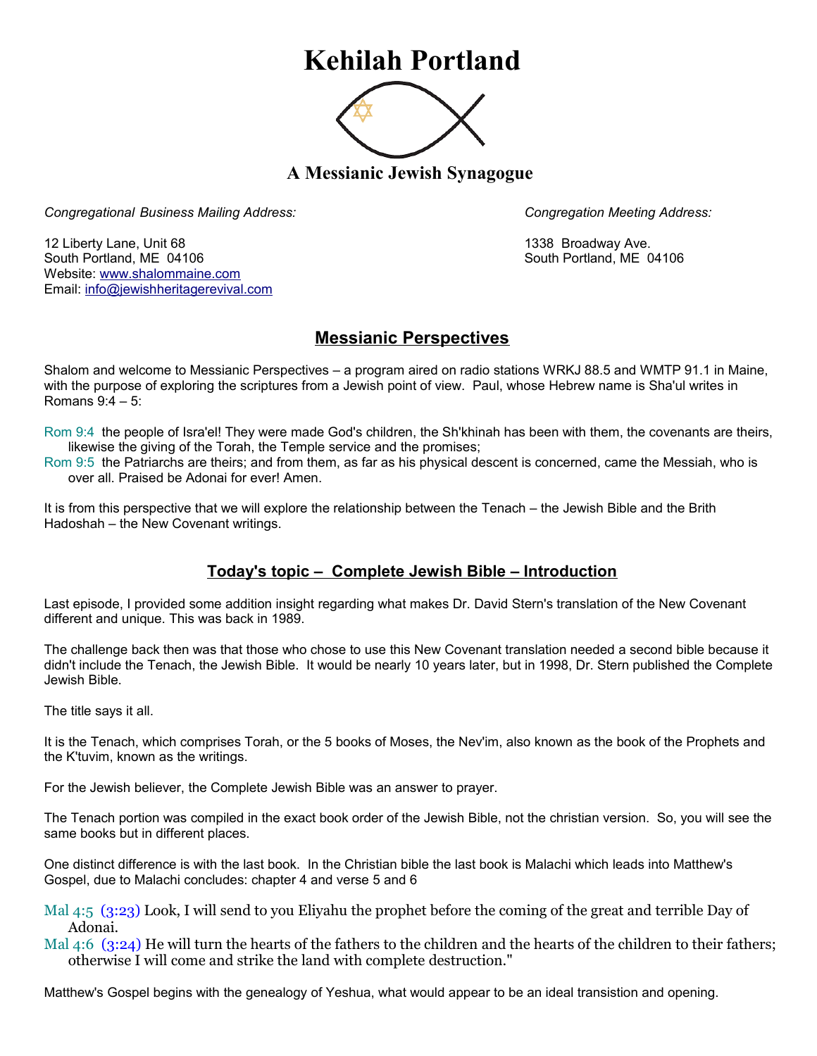# Kehilah Portland

## A Messianic Jewish Synagogue

*Congregational Business Mailing Address:*

12 Liberty Lane, Unit 68
South Portland, ME 04106
Website: www.shalommaine.com
Email: info@jewishheritagerevival.com

*Congregation Meeting Address:*

1338 Broadway Ave.
South Portland, ME 04106

## Messianic Perspectives

Shalom and welcome to Messianic Perspectives – a program aired on radio stations WRKJ 88.5 and WMTP 91.1 in Maine, with the purpose of exploring the scriptures from a Jewish point of view. Paul, whose Hebrew name is Sha'ul writes in Romans 9:4 – 5:

Rom 9:4 the people of Isra'el! They were made God's children, the Sh'khinah has been with them, the covenants are theirs, likewise the giving of the Torah, the Temple service and the promises;
Rom 9:5 the Patriarchs are theirs; and from them, as far as his physical descent is concerned, came the Messiah, who is over all. Praised be Adonai for ever! Amen.

It is from this perspective that we will explore the relationship between the Tenach – the Jewish Bible and the Brith Hadoshah – the New Covenant writings.

## Today's topic – Complete Jewish Bible – Introduction

Last episode, I provided some addition insight regarding what makes Dr. David Stern's translation of the New Covenant different and unique. This was back in 1989.

The challenge back then was that those who chose to use this New Covenant translation needed a second bible because it didn't include the Tenach, the Jewish Bible. It would be nearly 10 years later, but in 1998, Dr. Stern published the Complete Jewish Bible.

The title says it all.

It is the Tenach, which comprises Torah, or the 5 books of Moses, the Nev'im, also known as the book of the Prophets and the K'tuvim, known as the writings.

For the Jewish believer, the Complete Jewish Bible was an answer to prayer.

The Tenach portion was compiled in the exact book order of the Jewish Bible, not the christian version. So, you will see the same books but in different places.

One distinct difference is with the last book. In the Christian bible the last book is Malachi which leads into Matthew's Gospel, due to Malachi concludes: chapter 4 and verse 5 and 6

Mal 4:5 (3:23) Look, I will send to you Eliyahu the prophet before the coming of the great and terrible Day of Adonai.
Mal 4:6 (3:24) He will turn the hearts of the fathers to the children and the hearts of the children to their fathers; otherwise I will come and strike the land with complete destruction."

Matthew's Gospel begins with the genealogy of Yeshua, what would appear to be an ideal transistion and opening.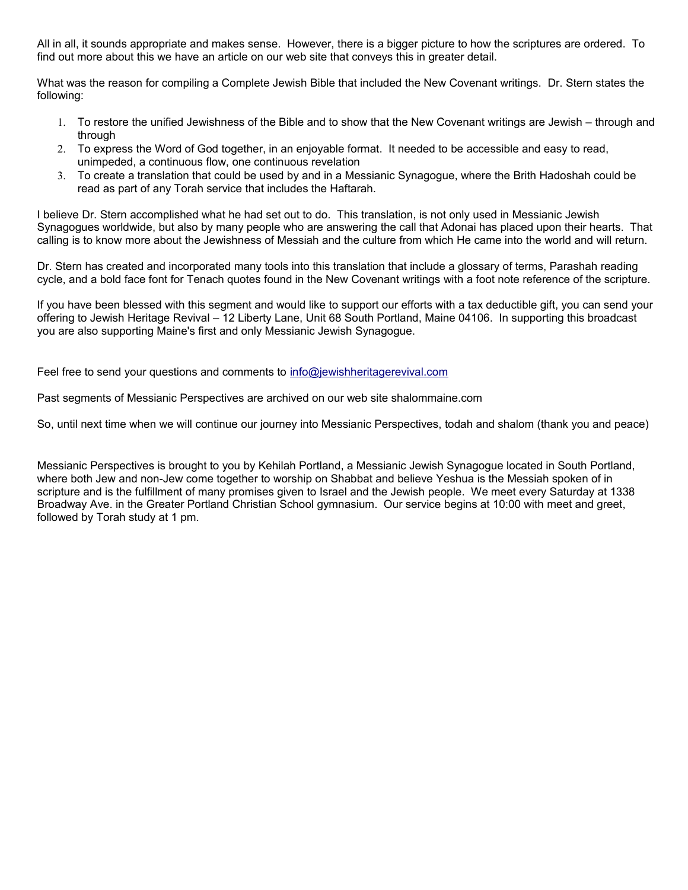All in all, it sounds appropriate and makes sense. However, there is a bigger picture to how the scriptures are ordered. To find out more about this we have an article on our web site that conveys this in greater detail.

What was the reason for compiling a Complete Jewish Bible that included the New Covenant writings. Dr. Stern states the following:

1. To restore the unified Jewishness of the Bible and to show that the New Covenant writings are Jewish – through and through
2. To express the Word of God together, in an enjoyable format. It needed to be accessible and easy to read, unimpeded, a continuous flow, one continuous revelation
3. To create a translation that could be used by and in a Messianic Synagogue, where the Brith Hadoshah could be read as part of any Torah service that includes the Haftarah.

I believe Dr. Stern accomplished what he had set out to do. This translation, is not only used in Messianic Jewish Synagogues worldwide, but also by many people who are answering the call that Adonai has placed upon their hearts. That calling is to know more about the Jewishness of Messiah and the culture from which He came into the world and will return.

Dr. Stern has created and incorporated many tools into this translation that include a glossary of terms, Parashah reading cycle, and a bold face font for Tenach quotes found in the New Covenant writings with a foot note reference of the scripture.

If you have been blessed with this segment and would like to support our efforts with a tax deductible gift, you can send your offering to Jewish Heritage Revival – 12 Liberty Lane, Unit 68 South Portland, Maine 04106. In supporting this broadcast you are also supporting Maine's first and only Messianic Jewish Synagogue.

Feel free to send your questions and comments to info@jewishheritagerevival.com

Past segments of Messianic Perspectives are archived on our web site shalommaine.com

So, until next time when we will continue our journey into Messianic Perspectives, todah and shalom (thank you and peace)

Messianic Perspectives is brought to you by Kehilah Portland, a Messianic Jewish Synagogue located in South Portland, where both Jew and non-Jew come together to worship on Shabbat and believe Yeshua is the Messiah spoken of in scripture and is the fulfillment of many promises given to Israel and the Jewish people. We meet every Saturday at 1338 Broadway Ave. in the Greater Portland Christian School gymnasium. Our service begins at 10:00 with meet and greet, followed by Torah study at 1 pm.